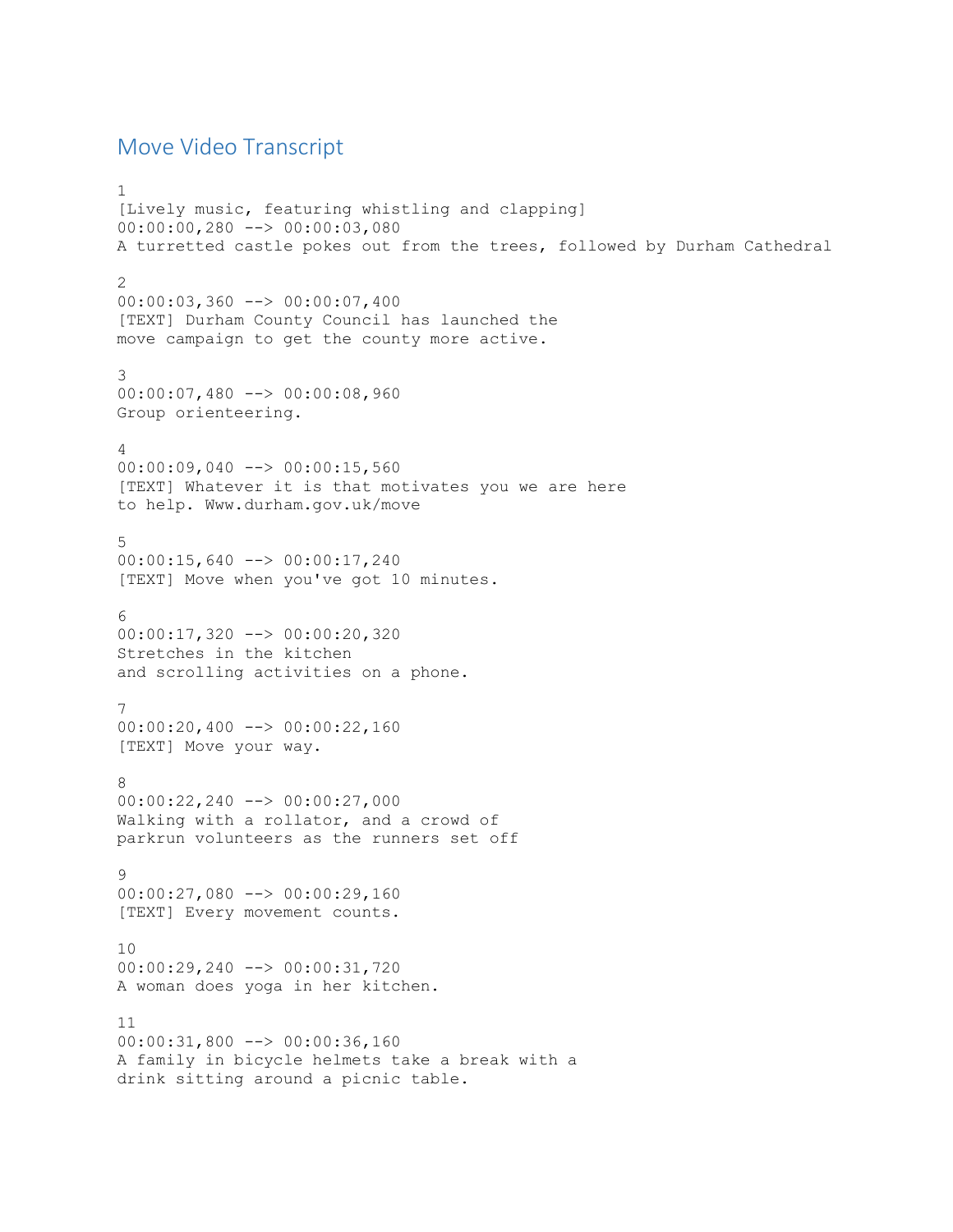# Move Video Transcript

```
1
[Lively music, featuring whistling and clapping]
00:00:00,280 --> 00:00:03,080
A turretted castle pokes out from the trees, followed by Durham Cathedral

2
00:00:03,360 --> 00:00:07,400
[TEXT] Durham County Council has launched the
move campaign to get the county more active.

3
00:00:07,480 --> 00:00:08,960
Group orienteering.

4
00:00:09,040 --> 00:00:15,560
[TEXT] Whatever it is that motivates you we are here
to help. Www.durham.gov.uk/move

5
00:00:15,640 --> 00:00:17,240
[TEXT] Move when you've got 10 minutes.

6
00:00:17,320 --> 00:00:20,320
Stretches in the kitchen
and scrolling activities on a phone.

7
00:00:20,400 --> 00:00:22,160
[TEXT] Move your way.

8
00:00:22,240 --> 00:00:27,000
Walking with a rollator, and a crowd of
parkrun volunteers as the runners set off

9
00:00:27,080 --> 00:00:29,160
[TEXT] Every movement counts.

10
00:00:29,240 --> 00:00:31,720
A woman does yoga in her kitchen.

11
00:00:31,800 --> 00:00:36,160
A family in bicycle helmets take a break with a
drink sitting around a picnic table.
```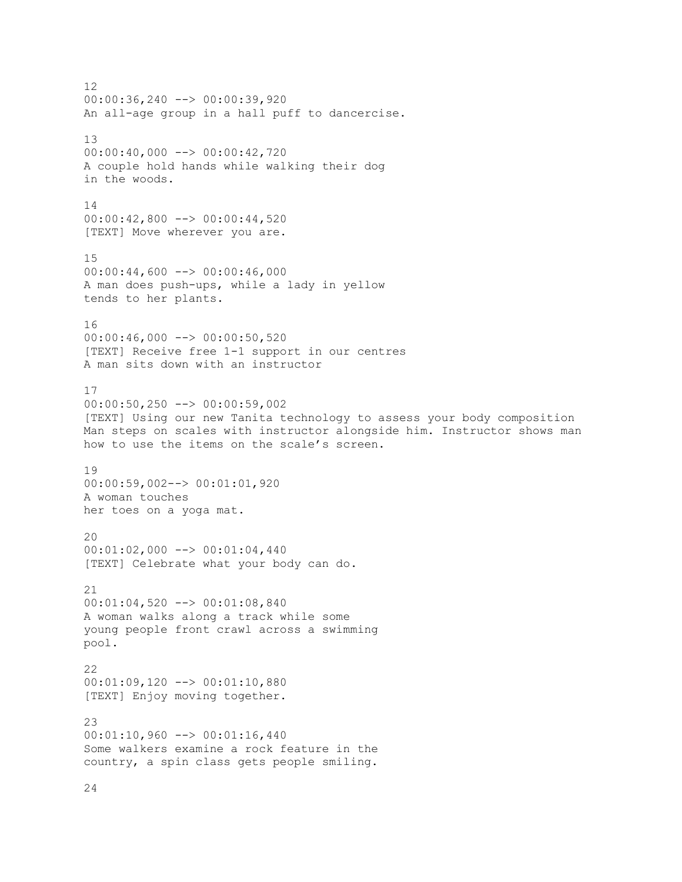12
00:00:36,240 --> 00:00:39,920
An all-age group in a hall puff to dancercise.

13
00:00:40,000 --> 00:00:42,720
A couple hold hands while walking their dog
in the woods.

14
00:00:42,800 --> 00:00:44,520
[TEXT] Move wherever you are.

15
00:00:44,600 --> 00:00:46,000
A man does push-ups, while a lady in yellow
tends to her plants.

16
00:00:46,000 --> 00:00:50,520
[TEXT] Receive free 1-1 support in our centres
A man sits down with an instructor

17
00:00:50,250 --> 00:00:59,002
[TEXT] Using our new Tanita technology to assess your body composition
Man steps on scales with instructor alongside him. Instructor shows man
how to use the items on the scale's screen.

19
00:00:59,002--> 00:01:01,920
A woman touches
her toes on a yoga mat.

20
00:01:02,000 --> 00:01:04,440
[TEXT] Celebrate what your body can do.

21
00:01:04,520 --> 00:01:08,840
A woman walks along a track while some
young people front crawl across a swimming
pool.

22
00:01:09,120 --> 00:01:10,880
[TEXT] Enjoy moving together.

23
00:01:10,960 --> 00:01:16,440
Some walkers examine a rock feature in the
country, a spin class gets people smiling.

24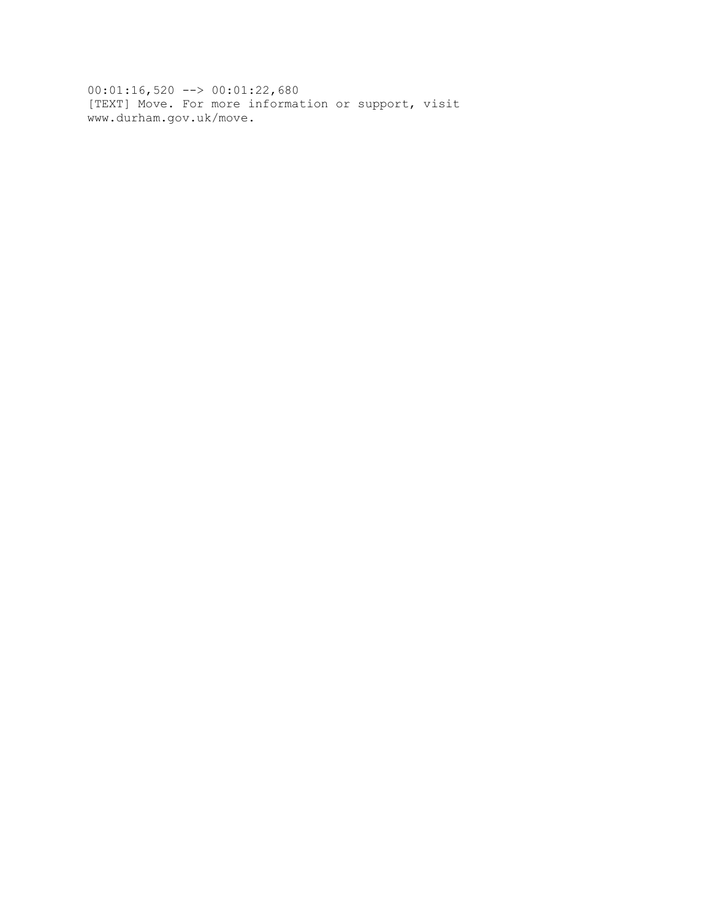00:01:16,520 --> 00:01:22,680
[TEXT] Move. For more information or support, visit
www.durham.gov.uk/move.